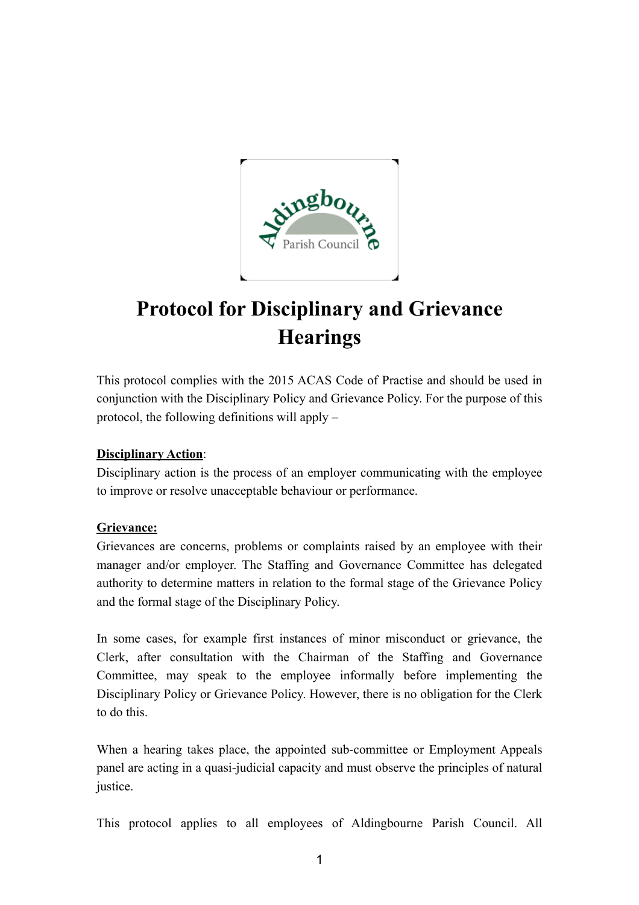# Protocol for Disciplinary and Grievance Hearings

This protocol complies with the 2015 ACAS Code of Practise and should be used in conjunction with the Disciplinary Policy and Grievance Policy. For the purpose of this protocol, the following definitions will apply –

**Disciplinary Action**:
Disciplinary action is the process of an employer communicating with the employee to improve or resolve unacceptable behaviour or performance.

**Grievance:**
Grievances are concerns, problems or complaints raised by an employee with their manager and/or employer. The Staffing and Governance Committee has delegated authority to determine matters in relation to the formal stage of the Grievance Policy and the formal stage of the Disciplinary Policy.

In some cases, for example first instances of minor misconduct or grievance, the Clerk, after consultation with the Chairman of the Staffing and Governance Committee, may speak to the employee informally before implementing the Disciplinary Policy or Grievance Policy. However, there is no obligation for the Clerk to do this.

When a hearing takes place, the appointed sub-committee or Employment Appeals panel are acting in a quasi-judicial capacity and must observe the principles of natural justice.

This protocol applies to all employees of Aldingbourne Parish Council. All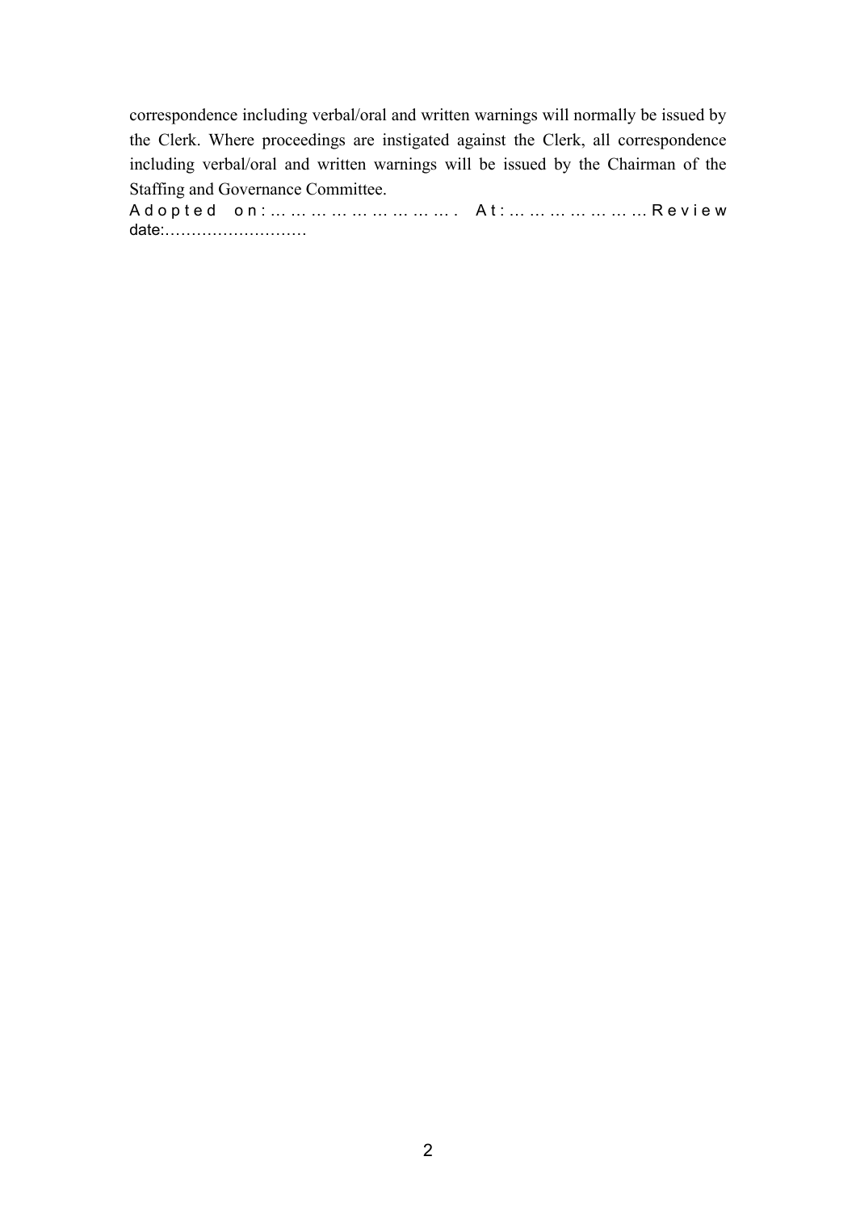correspondence including verbal/oral and written warnings will normally be issued by the Clerk. Where proceedings are instigated against the Clerk, all correspondence including verbal/oral and written warnings will be issued by the Chairman of the Staffing and Governance Committee.

Adopted on:………………………. At:………………… Review date:………………………